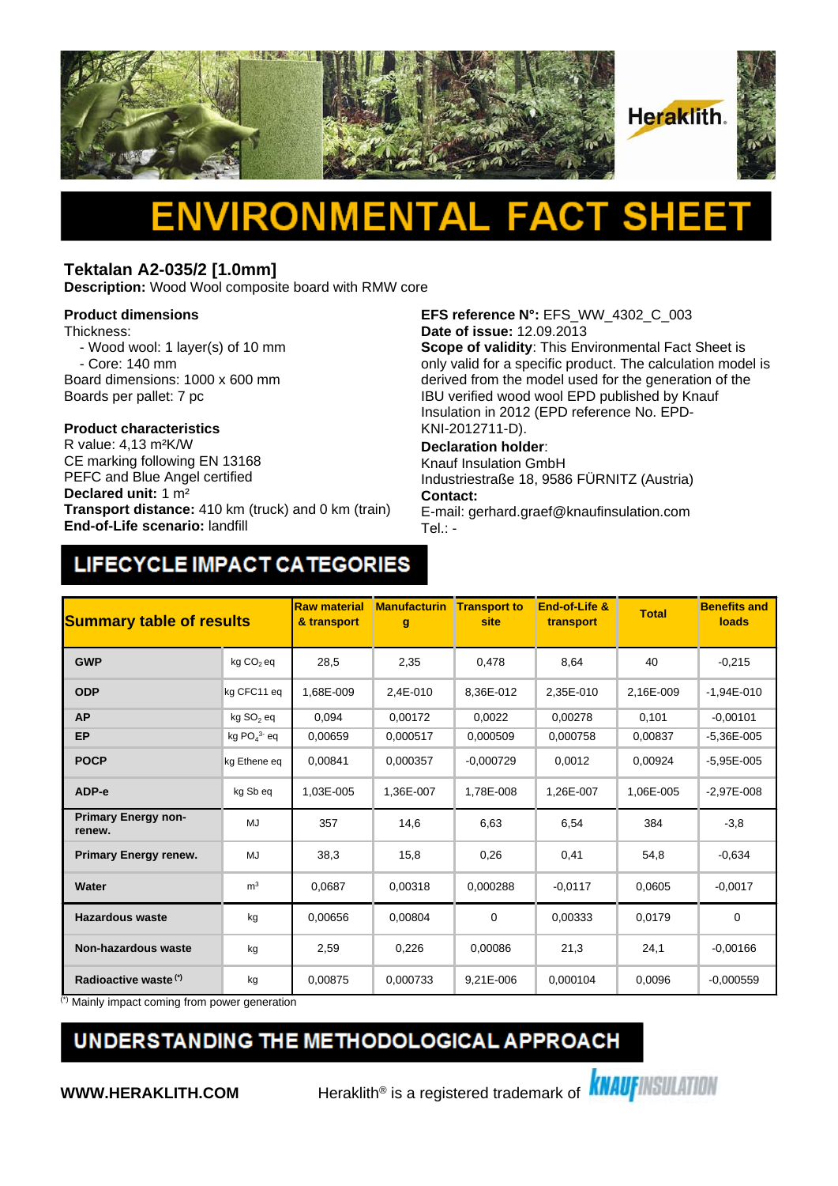# ENVIRONMENTAL FACT SHEET

## Tektalan A2-035/2 [1.0mm]

**Description:** Wood Wool composite board with RMW core

**Product dimensions**
Thickness:
- Wood wool: 1 layer(s) of 10 mm
- Core: 140 mm

Board dimensions: 1000 x 600 mm
Boards per pallet: 7 pc

**Product characteristics**
R value: 4,13 m²K/W
CE marking following EN 13168
PEFC and Blue Angel certified
**Declared unit:** 1 m²
**Transport distance:** 410 km (truck) and 0 km (train)
**End-of-Life scenario:** landfill

**EFS reference N°:** EFS_WW_4302_C_003
**Date of issue:** 12.09.2013
**Scope of validity**: This Environmental Fact Sheet is only valid for a specific product. The calculation model is derived from the model used for the generation of the IBU verified wood wool EPD published by Knauf Insulation in 2012 (EPD reference No. EPD-KNI-2012711-D).
**Declaration holder**:
Knauf Insulation GmbH
Industriestraße 18, 9586 FÜRNITZ (Austria)
**Contact:**
E-mail: gerhard.graef@knaufinsulation.com
Tel.: -

## LIFECYCLE IMPACT CATEGORIES

| Summary table of results | | Raw material & transport | Manufacturing | Transport to site | End-of-Life & transport | Total | Benefits and loads |
|---|---|---|---|---|---|---|---|
| **GWP** | kg $CO_2$ eq | 28,5 | 2,35 | 0,478 | 8,64 | 40 | -0,215 |
| **ODP** | kg CFC11 eq | 1,68E-009 | 2,4E-010 | 8,36E-012 | 2,35E-010 | 2,16E-009 | -1,94E-010 |
| **AP** | kg $SO_2$ eq | 0,094 | 0,00172 | 0,0022 | 0,00278 | 0,101 | -0,00101 |
| **EP** | kg $PO_4^{3-}$ eq | 0,00659 | 0,000517 | 0,000509 | 0,000758 | 0,00837 | -5,36E-005 |
| **POCP** | kg Ethene eq | 0,00841 | 0,000357 | -0,000729 | 0,0012 | 0,00924 | -5,95E-005 |
| **ADP-e** | kg Sb eq | 1,03E-005 | 1,36E-007 | 1,78E-008 | 1,26E-007 | 1,06E-005 | -2,97E-008 |
| **Primary Energy non-renew.** | MJ | 357 | 14,6 | 6,63 | 6,54 | 384 | -3,8 |
| **Primary Energy renew.** | MJ | 38,3 | 15,8 | 0,26 | 0,41 | 54,8 | -0,634 |
| **Water** | m³ | 0,0687 | 0,00318 | 0,000288 | -0,0117 | 0,0605 | -0,0017 |
| **Hazardous waste** | kg | 0,00656 | 0,00804 | 0 | 0,00333 | 0,0179 | 0 |
| **Non-hazardous waste** | kg | 2,59 | 0,226 | 0,00086 | 21,3 | 24,1 | -0,00166 |
| **Radioactive waste (*)** | kg | 0,00875 | 0,000733 | 9,21E-006 | 0,000104 | 0,0096 | -0,000559 |

(*) Mainly impact coming from power generation

## UNDERSTANDING THE METHODOLOGICAL APPROACH

**WWW.HERAKLITH.COM** Heraklith® is a registered trademark of KNAUF INSULATION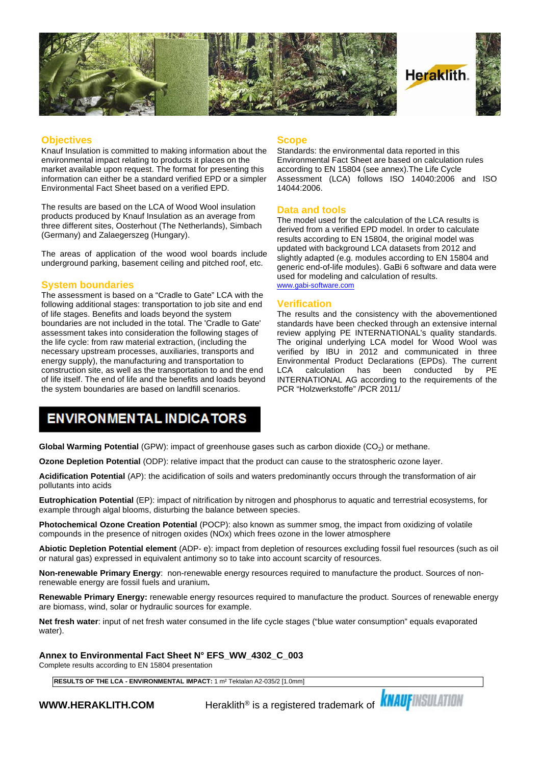## Objectives

Knauf Insulation is committed to making information about the environmental impact relating to products it places on the market available upon request. The format for presenting this information can either be a standard verified EPD or a simpler Environmental Fact Sheet based on a verified EPD.

The results are based on the LCA of Wood Wool insulation products produced by Knauf Insulation as an average from three different sites, Oosterhout (The Netherlands), Simbach (Germany) and Zalaegerszeg (Hungary).

The areas of application of the wood wool boards include underground parking, basement ceiling and pitched roof, etc.

## System boundaries

The assessment is based on a "Cradle to Gate" LCA with the following additional stages: transportation to job site and end of life stages. Benefits and loads beyond the system boundaries are not included in the total. The 'Cradle to Gate' assessment takes into consideration the following stages of the life cycle: from raw material extraction, (including the necessary upstream processes, auxiliaries, transports and energy supply), the manufacturing and transportation to construction site, as well as the transportation to and the end of life itself. The end of life and the benefits and loads beyond the system boundaries are based on landfill scenarios.

## Scope

Standards: the environmental data reported in this Environmental Fact Sheet are based on calculation rules according to EN 15804 (see annex).The Life Cycle Assessment (LCA) follows ISO 14040:2006 and ISO 14044:2006.

## Data and tools

The model used for the calculation of the LCA results is derived from a verified EPD model. In order to calculate results according to EN 15804, the original model was updated with background LCA datasets from 2012 and slightly adapted (e.g. modules according to EN 15804 and generic end-of-life modules). GaBi 6 software and data were used for modeling and calculation of results.
www.gabi-software.com

## Verification

The results and the consistency with the abovementioned standards have been checked through an extensive internal review applying PE INTERNATIONAL's quality standards. The original underlying LCA model for Wood Wool was verified by IBU in 2012 and communicated in three Environmental Product Declarations (EPDs). The current LCA calculation has been conducted by PE INTERNATIONAL AG according to the requirements of the PCR "Holzwerkstoffe" /PCR 2011/

# ENVIRONMENTAL INDICATORS

**Global Warming Potential** (GPW): impact of greenhouse gases such as carbon dioxide ($CO_2$) or methane.

**Ozone Depletion Potential** (ODP): relative impact that the product can cause to the stratospheric ozone layer.

**Acidification Potential** (AP): the acidification of soils and waters predominantly occurs through the transformation of air pollutants into acids

**Eutrophication Potential** (EP): impact of nitrification by nitrogen and phosphorus to aquatic and terrestrial ecosystems, for example through algal blooms, disturbing the balance between species.

**Photochemical Ozone Creation Potential** (POCP): also known as summer smog, the impact from oxidizing of volatile compounds in the presence of nitrogen oxides (NOx) which frees ozone in the lower atmosphere

**Abiotic Depletion Potential element** (ADP- e): impact from depletion of resources excluding fossil fuel resources (such as oil or natural gas) expressed in equivalent antimony so to take into account scarcity of resources.

**Non-renewable Primary Energy**: non-renewable energy resources required to manufacture the product. Sources of non-renewable energy are fossil fuels and uranium**.**

**Renewable Primary Energy:** renewable energy resources required to manufacture the product. Sources of renewable energy are biomass, wind, solar or hydraulic sources for example.

**Net fresh water**: input of net fresh water consumed in the life cycle stages ("blue water consumption" equals evaporated water).

**Annex to Environmental Fact Sheet N° EFS_WW_4302_C_003**

Complete results according to EN 15804 presentation

| **RESULTS OF THE LCA - ENVIRONMENTAL IMPACT:** 1 m² Tektalan A2-035/2 [1.0mm] |
|---|

**WWW.HERAKLITH.COM** Heraklith® is a registered trademark of KNAUF INSULATION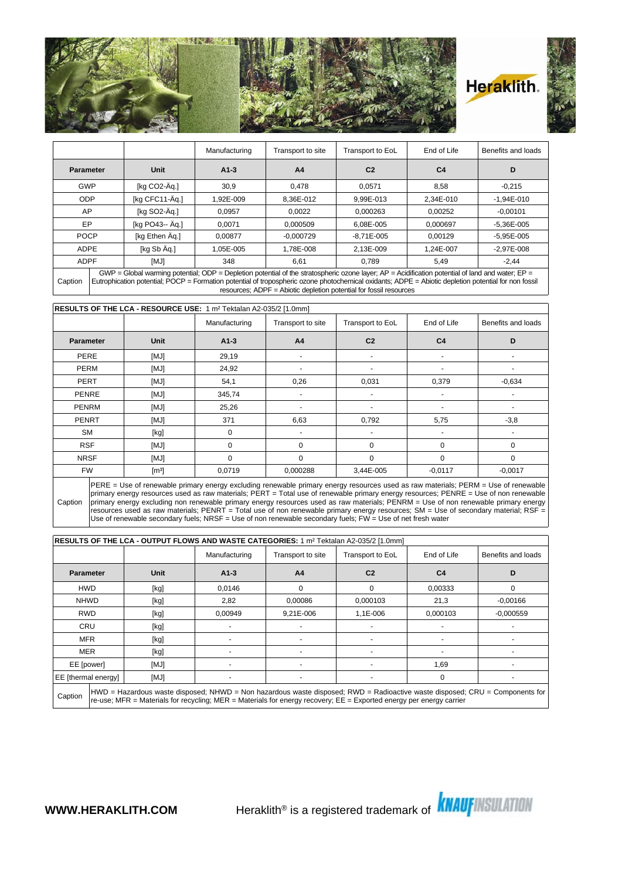| | | Manufacturing | Transport to site | Transport to EoL | End of Life | Benefits and loads |
|---|---|---|---|---|---|---|
| **Parameter** | **Unit** | **A1-3** | **A4** | **C2** | **C4** | **D** |
| GWP | [kg CO2-Äq.] | 30,9 | 0,478 | 0,0571 | 8,58 | -0,215 |
| ODP | [kg CFC11-Äq.] | 1,92E-009 | 8,36E-012 | 9,99E-013 | 2,34E-010 | -1,94E-010 |
| AP | [kg SO2-Äq.] | 0,0957 | 0,0022 | 0,000263 | 0,00252 | -0,00101 |
| EP | [kg PO43-- Äq.] | 0,0071 | 0,000509 | 6,08E-005 | 0,000697 | -5,36E-005 |
| POCP | [kg Ethen Äq.] | 0,00877 | -0,000729 | -8,71E-005 | 0,00129 | -5,95E-005 |
| ADPE | [kg Sb Äq.] | 1,05E-005 | 1,78E-008 | 2,13E-009 | 1,24E-007 | -2,97E-008 |
| ADPF | [MJ] | 348 | 6,61 | 0,789 | 5,49 | -2,44 |
| Caption | GWP = Global warming potential; ODP = Depletion potential of the stratospheric ozone layer; AP = Acidification potential of land and water; EP = Eutrophication potential; POCP = Formation potential of tropospheric ozone photochemical oxidants; ADPE = Abiotic depletion potential for non fossil resources; ADPF = Abiotic depletion potential for fossil resources | | | | | |

**RESULTS OF THE LCA - RESOURCE USE:** 1 m² Tektalan A2-035/2 [1.0mm]

| | | Manufacturing | Transport to site | Transport to EoL | End of Life | Benefits and loads |
|---|---|---|---|---|---|---|
| **Parameter** | **Unit** | **A1-3** | **A4** | **C2** | **C4** | **D** |
| PERE | [MJ] | 29,19 | - | - | - | - |
| PERM | [MJ] | 24,92 | - | - | - | - |
| PERT | [MJ] | 54,1 | 0,26 | 0,031 | 0,379 | -0,634 |
| PENRE | [MJ] | 345,74 | - | - | - | - |
| PENRM | [MJ] | 25,26 | - | - | - | - |
| PENRT | [MJ] | 371 | 6,63 | 0,792 | 5,75 | -3,8 |
| SM | [kg] | 0 | - | - | - | - |
| RSF | [MJ] | 0 | 0 | 0 | 0 | 0 |
| NRSF | [MJ] | 0 | 0 | 0 | 0 | 0 |
| FW | [m³] | 0,0719 | 0,000288 | 3,44E-005 | -0,0117 | -0,0017 |
| Caption | PERE = Use of renewable primary energy excluding renewable primary energy resources used as raw materials; PERM = Use of renewable primary energy resources used as raw materials; PERT = Total use of renewable primary energy resources; PENRE = Use of non renewable primary energy excluding non renewable primary energy resources used as raw materials; PENRM = Use of non renewable primary energy resources used as raw materials; PENRT = Total use of non renewable primary energy resources; SM = Use of secondary material; RSF = Use of renewable secondary fuels; NRSF = Use of non renewable secondary fuels; FW = Use of net fresh water | | | | | |

**RESULTS OF THE LCA - OUTPUT FLOWS AND WASTE CATEGORIES:** 1 m² Tektalan A2-035/2 [1.0mm]

| | | Manufacturing | Transport to site | Transport to EoL | End of Life | Benefits and loads |
|---|---|---|---|---|---|---|
| **Parameter** | **Unit** | **A1-3** | **A4** | **C2** | **C4** | **D** |
| HWD | [kg] | 0,0146 | 0 | 0 | 0,00333 | 0 |
| NHWD | [kg] | 2,82 | 0,00086 | 0,000103 | 21,3 | -0,00166 |
| RWD | [kg] | 0,00949 | 9,21E-006 | 1,1E-006 | 0,000103 | -0,000559 |
| CRU | [kg] | - | - | - | - | - |
| MFR | [kg] | - | - | - | - | - |
| MER | [kg] | - | - | - | - | - |
| EE [power] | [MJ] | - | - | - | 1,69 | - |
| EE [thermal energy] | [MJ] | - | - | - | 0 | - |
| Caption | HWD = Hazardous waste disposed; NHWD = Non hazardous waste disposed; RWD = Radioactive waste disposed; CRU = Components for re-use; MFR = Materials for recycling; MER = Materials for energy recovery; EE = Exported energy per energy carrier | | | | | |

**WWW.HERAKLITH.COM** Heraklith® is a registered trademark of KNAUF INSULATION